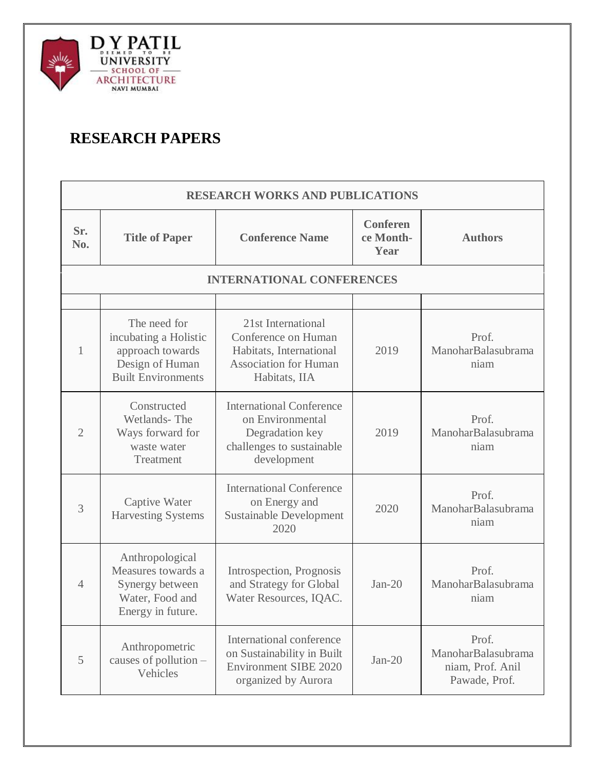# RESEARCH PAPERS

| RESEARCH WORKS AND PUBLICATIONS | | | | |
|---|---|---|---|---|
| **Sr. No.** | **Title of Paper** | **Conference Name** | **Conference Month-Year** | **Authors** |
| **INTERNATIONAL CONFERENCES** | | | | |
| | | | | |
| 1 | The need for incubating a Holistic approach towards Design of Human Built Environments | 21st International Conference on Human Habitats, International Association for Human Habitats, IIA | 2019 | Prof. ManoharBalasubramaniam |
| 2 | Constructed Wetlands- The Ways forward for waste water Treatment | International Conference on Environmental Degradation key challenges to sustainable development | 2019 | Prof. ManoharBalasubramaniam |
| 3 | Captive Water Harvesting Systems | International Conference on Energy and Sustainable Development 2020 | 2020 | Prof. ManoharBalasubramaniam |
| 4 | Anthropological Measures towards a Synergy between Water, Food and Energy in future. | Introspection, Prognosis and Strategy for Global Water Resources, IQAC. | Jan-20 | Prof. ManoharBalasubramaniam |
| 5 | Anthropometric causes of pollution – Vehicles | International conference on Sustainability in Built Environment SIBE 2020 organized by Aurora | Jan-20 | Prof. ManoharBalasubramaniam, Prof. Anil Pawade, Prof. |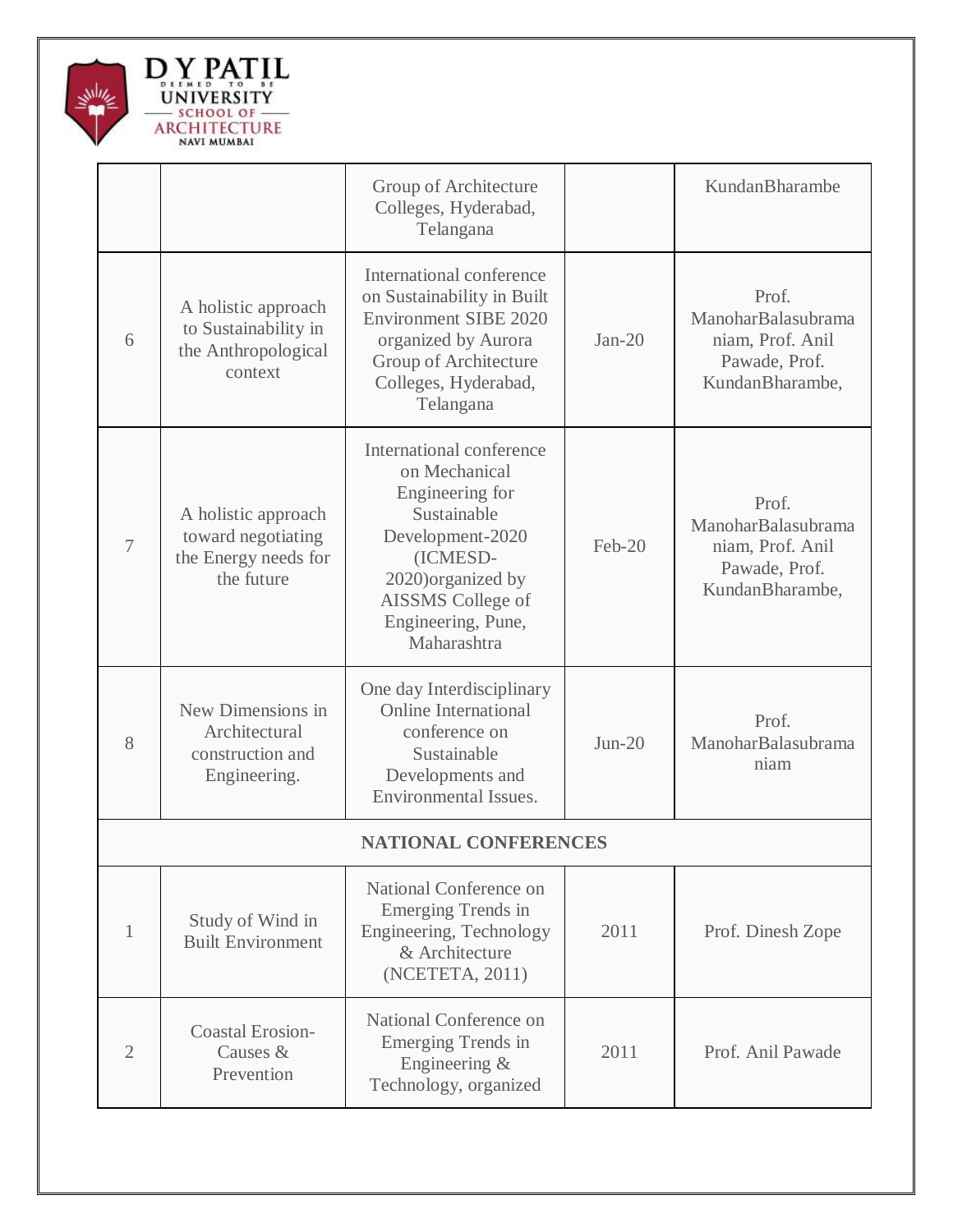| | | | | |
|---|---|---|---|---|
| | | Group of Architecture Colleges, Hyderabad, Telangana | | KundanBharambe |
| 6 | A holistic approach to Sustainability in the Anthropological context | International conference on Sustainability in Built Environment SIBE 2020 organized by Aurora Group of Architecture Colleges, Hyderabad, Telangana | Jan-20 | Prof. ManoharBalasubramaniam, Prof. Anil Pawade, Prof. KundanBharambe, |
| 7 | A holistic approach toward negotiating the Energy needs for the future | International conference on Mechanical Engineering for Sustainable Development-2020 (ICMESD-2020)organized by AISSMS College of Engineering, Pune, Maharashtra | Feb-20 | Prof. ManoharBalasubramaniam, Prof. Anil Pawade, Prof. KundanBharambe, |
| 8 | New Dimensions in Architectural construction and Engineering. | One day Interdisciplinary Online International conference on Sustainable Developments and Environmental Issues. | Jun-20 | Prof. ManoharBalasubramaniam |
| **NATIONAL CONFERENCES** | | | | |
| 1 | Study of Wind in Built Environment | National Conference on Emerging Trends in Engineering, Technology & Architecture (NCETETA, 2011) | 2011 | Prof. Dinesh Zope |
| 2 | Coastal Erosion-Causes & Prevention | National Conference on Emerging Trends in Engineering & Technology, organized | 2011 | Prof. Anil Pawade |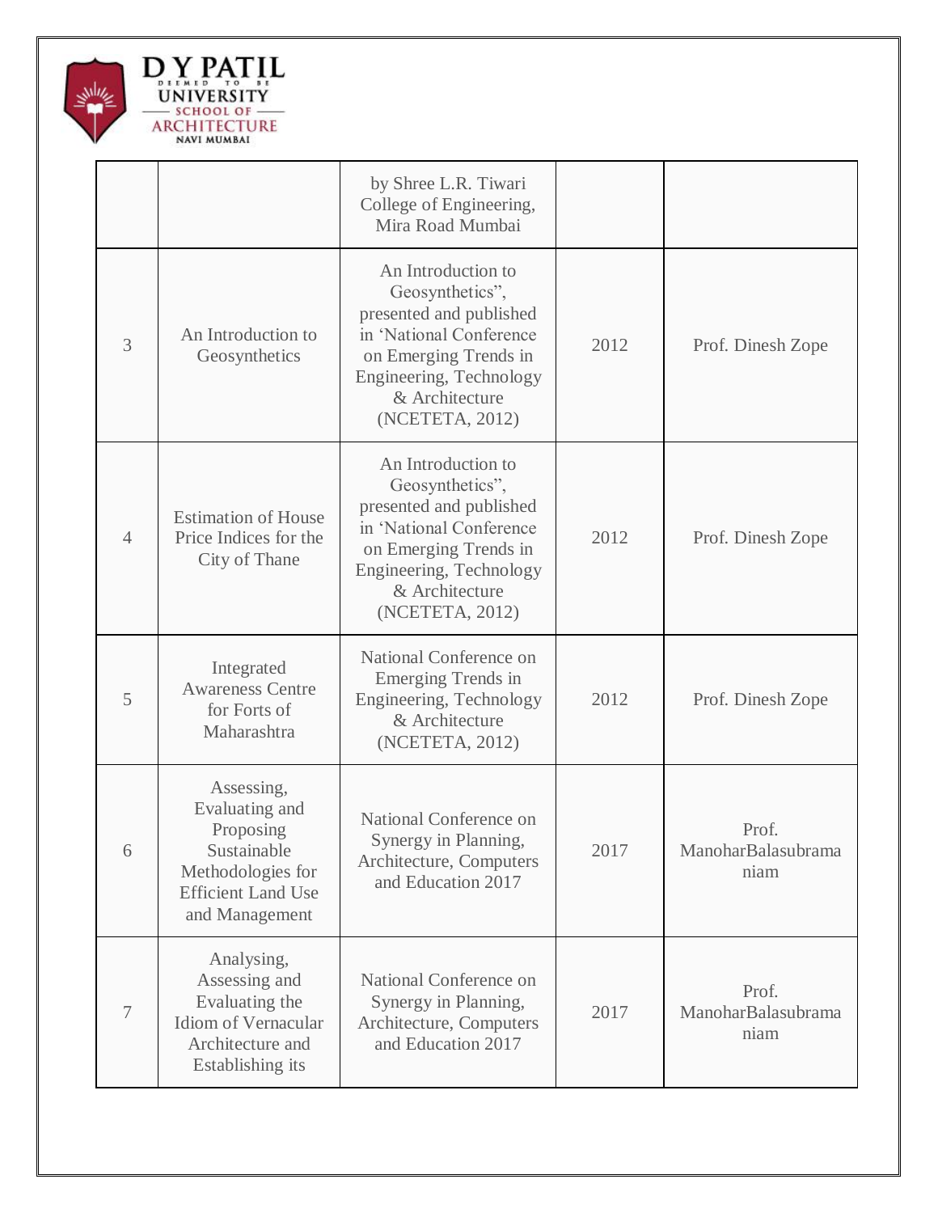| | | | | |
|---|---|---|---|---|
| | | by Shree L.R. Tiwari College of Engineering, Mira Road Mumbai | | |
| 3 | An Introduction to Geosynthetics | An Introduction to Geosynthetics", presented and published in 'National Conference on Emerging Trends in Engineering, Technology & Architecture (NCETETA, 2012) | 2012 | Prof. Dinesh Zope |
| 4 | Estimation of House Price Indices for the City of Thane | An Introduction to Geosynthetics", presented and published in 'National Conference on Emerging Trends in Engineering, Technology & Architecture (NCETETA, 2012) | 2012 | Prof. Dinesh Zope |
| 5 | Integrated Awareness Centre for Forts of Maharashtra | National Conference on Emerging Trends in Engineering, Technology & Architecture (NCETETA, 2012) | 2012 | Prof. Dinesh Zope |
| 6 | Assessing, Evaluating and Proposing Sustainable Methodologies for Efficient Land Use and Management | National Conference on Synergy in Planning, Architecture, Computers and Education 2017 | 2017 | Prof. ManoharBalasubramaniam |
| 7 | Analysing, Assessing and Evaluating the Idiom of Vernacular Architecture and Establishing its | National Conference on Synergy in Planning, Architecture, Computers and Education 2017 | 2017 | Prof. ManoharBalasubramaniam |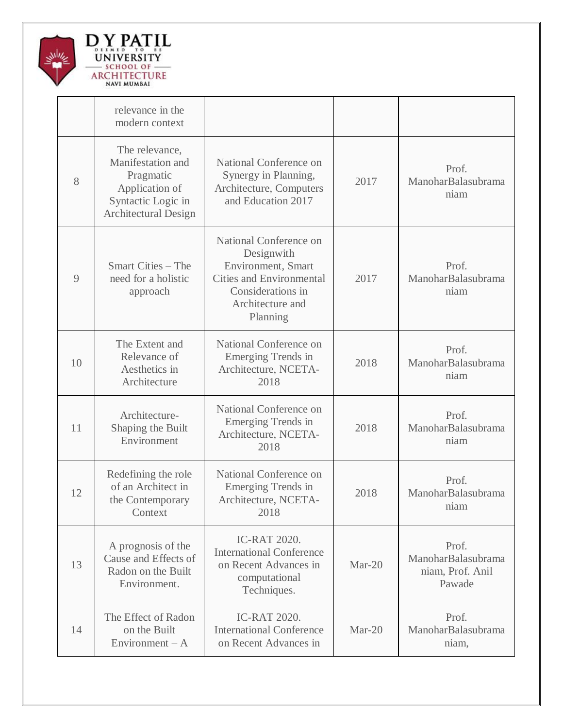| | | | | |
|---|---|---|---|---|
| | relevance in the modern context | | | |
| 8 | The relevance, Manifestation and Pragmatic Application of Syntactic Logic in Architectural Design | National Conference on Synergy in Planning, Architecture, Computers and Education 2017 | 2017 | Prof. ManoharBalasubramaniam |
| 9 | Smart Cities – The need for a holistic approach | National Conference on Designwith Environment, Smart Cities and Environmental Considerations in Architecture and Planning | 2017 | Prof. ManoharBalasubramaniam |
| 10 | The Extent and Relevance of Aesthetics in Architecture | National Conference on Emerging Trends in Architecture, NCETA-2018 | 2018 | Prof. ManoharBalasubramaniam |
| 11 | Architecture-Shaping the Built Environment | National Conference on Emerging Trends in Architecture, NCETA-2018 | 2018 | Prof. ManoharBalasubramaniam |
| 12 | Redefining the role of an Architect in the Contemporary Context | National Conference on Emerging Trends in Architecture, NCETA-2018 | 2018 | Prof. ManoharBalasubramaniam |
| 13 | A prognosis of the Cause and Effects of Radon on the Built Environment. | IC-RAT 2020. International Conference on Recent Advances in computational Techniques. | Mar-20 | Prof. ManoharBalasubramaniam, Prof. Anil Pawade |
| 14 | The Effect of Radon on the Built Environment – A | IC-RAT 2020. International Conference on Recent Advances in | Mar-20 | Prof. ManoharBalasubramaniam, |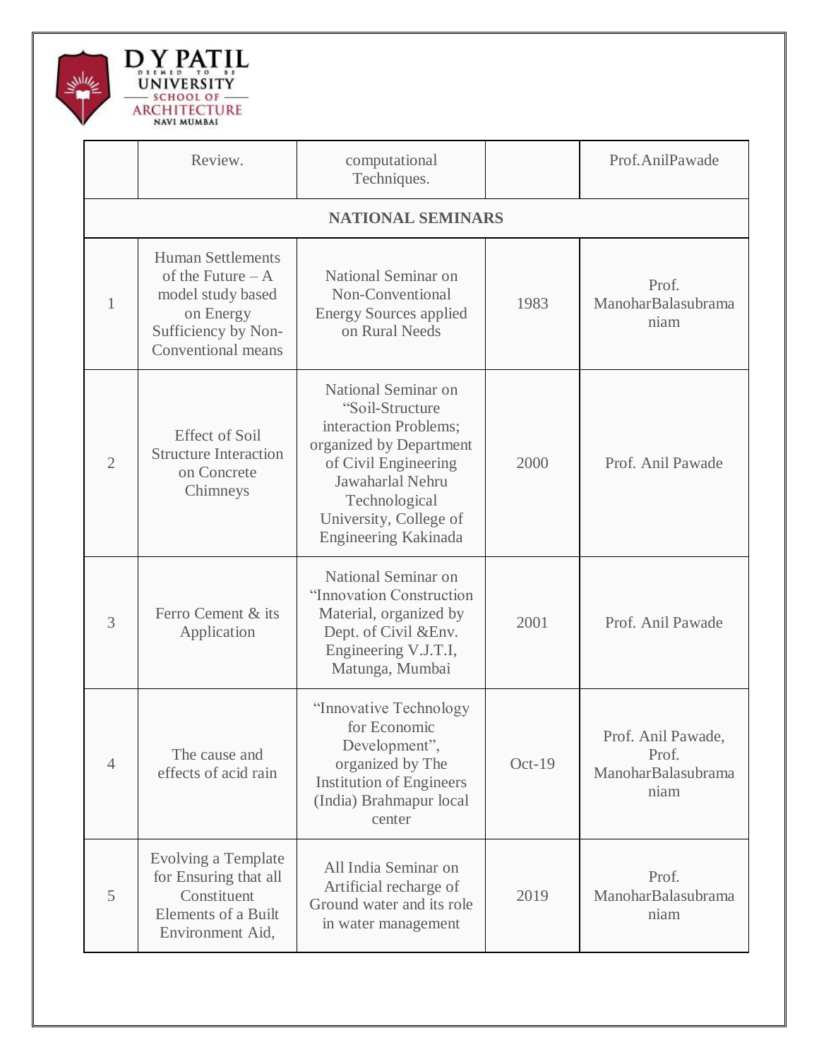|  | Review. | computational Techniques. |  | Prof.AnilPawade |
|---|---|---|---|---|
| **NATIONAL SEMINARS** | | | | |
| 1 | Human Settlements of the Future – A model study based on Energy Sufficiency by Non-Conventional means | National Seminar on Non-Conventional Energy Sources applied on Rural Needs | 1983 | Prof. ManoharBalasubramaniam |
| 2 | Effect of Soil Structure Interaction on Concrete Chimneys | National Seminar on "Soil-Structure interaction Problems; organized by Department of Civil Engineering Jawaharlal Nehru Technological University, College of Engineering Kakinada | 2000 | Prof. Anil Pawade |
| 3 | Ferro Cement & its Application | National Seminar on "Innovation Construction Material, organized by Dept. of Civil &Env. Engineering V.J.T.I, Matunga, Mumbai | 2001 | Prof. Anil Pawade |
| 4 | The cause and effects of acid rain | "Innovative Technology for Economic Development", organized by The Institution of Engineers (India) Brahmapur local center | Oct-19 | Prof. Anil Pawade, Prof. ManoharBalasubramaniam |
| 5 | Evolving a Template for Ensuring that all Constituent Elements of a Built Environment Aid, | All India Seminar on Artificial recharge of Ground water and its role in water management | 2019 | Prof. ManoharBalasubramaniam |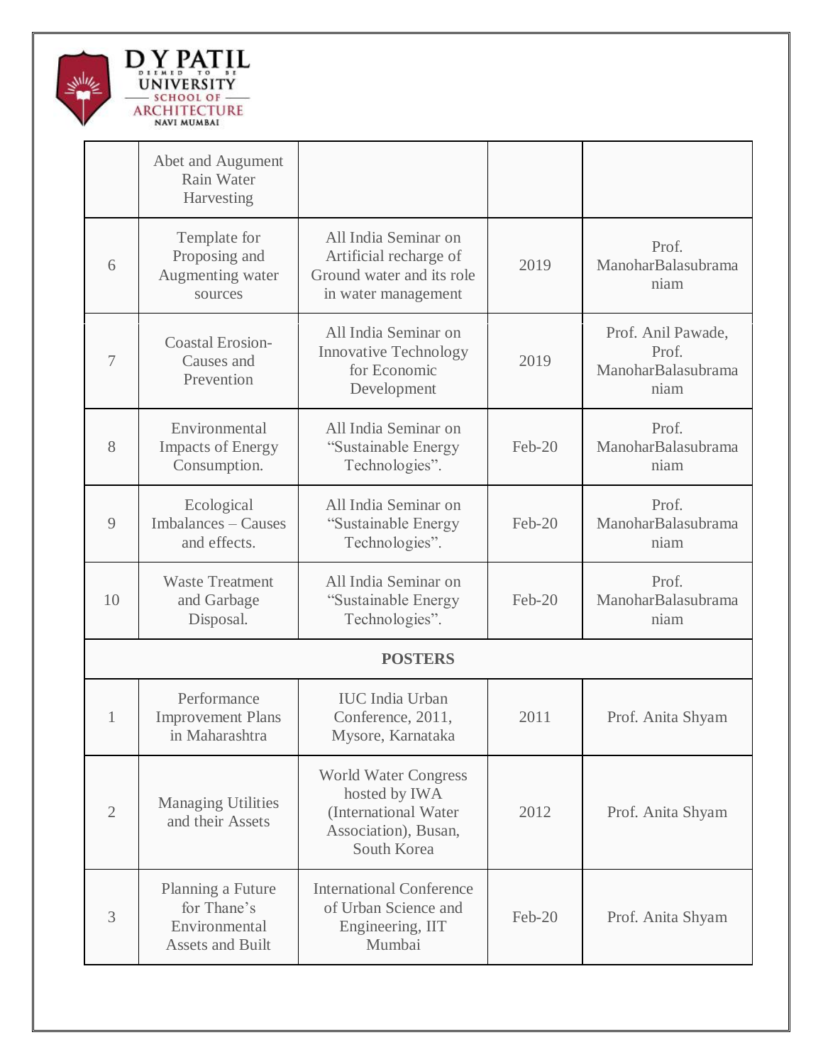| | | | | |
|---|---|---|---|---|
| | Abet and Augument Rain Water Harvesting | | | |
| 6 | Template for Proposing and Augmenting water sources | All India Seminar on Artificial recharge of Ground water and its role in water management | 2019 | Prof. ManoharBalasubramaniam |
| 7 | Coastal Erosion- Causes and Prevention | All India Seminar on Innovative Technology for Economic Development | 2019 | Prof. Anil Pawade, Prof. ManoharBalasubramaniam |
| 8 | Environmental Impacts of Energy Consumption. | All India Seminar on "Sustainable Energy Technologies". | Feb-20 | Prof. ManoharBalasubramaniam |
| 9 | Ecological Imbalances – Causes and effects. | All India Seminar on "Sustainable Energy Technologies". | Feb-20 | Prof. ManoharBalasubramaniam |
| 10 | Waste Treatment and Garbage Disposal. | All India Seminar on "Sustainable Energy Technologies". | Feb-20 | Prof. ManoharBalasubramaniam |
| **POSTERS** | | | | |
| 1 | Performance Improvement Plans in Maharashtra | IUC India Urban Conference, 2011, Mysore, Karnataka | 2011 | Prof. Anita Shyam |
| 2 | Managing Utilities and their Assets | World Water Congress hosted by IWA (International Water Association), Busan, South Korea | 2012 | Prof. Anita Shyam |
| 3 | Planning a Future for Thane's Environmental Assets and Built | International Conference of Urban Science and Engineering, IIT Mumbai | Feb-20 | Prof. Anita Shyam |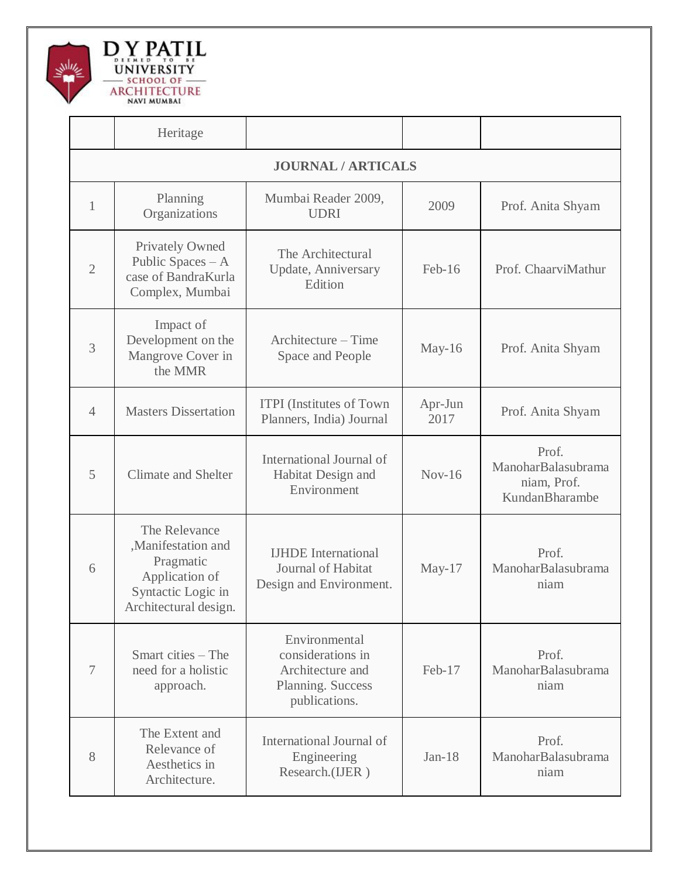|  | Heritage |  |  |  |
|---|---|---|---|---|
| **JOURNAL / ARTICALS** | | | | |
| 1 | Planning Organizations | Mumbai Reader 2009, UDRI | 2009 | Prof. Anita Shyam |
| 2 | Privately Owned Public Spaces – A case of BandraKurla Complex, Mumbai | The Architectural Update, Anniversary Edition | Feb-16 | Prof. ChaarviMathur |
| 3 | Impact of Development on the Mangrove Cover in the MMR | Architecture – Time Space and People | May-16 | Prof. Anita Shyam |
| 4 | Masters Dissertation | ITPI (Institutes of Town Planners, India) Journal | Apr-Jun 2017 | Prof. Anita Shyam |
| 5 | Climate and Shelter | International Journal of Habitat Design and Environment | Nov-16 | Prof. ManoharBalasubramaniam, Prof. KundanBharambe |
| 6 | The Relevance ,Manifestation and Pragmatic Application of Syntactic Logic in Architectural design. | IJHDE International Journal of Habitat Design and Environment. | May-17 | Prof. ManoharBalasubramaniam |
| 7 | Smart cities – The need for a holistic approach. | Environmental considerations in Architecture and Planning. Success publications. | Feb-17 | Prof. ManoharBalasubramaniam |
| 8 | The Extent and Relevance of Aesthetics in Architecture. | International Journal of Engineering Research.(IJER ) | Jan-18 | Prof. ManoharBalasubramaniam |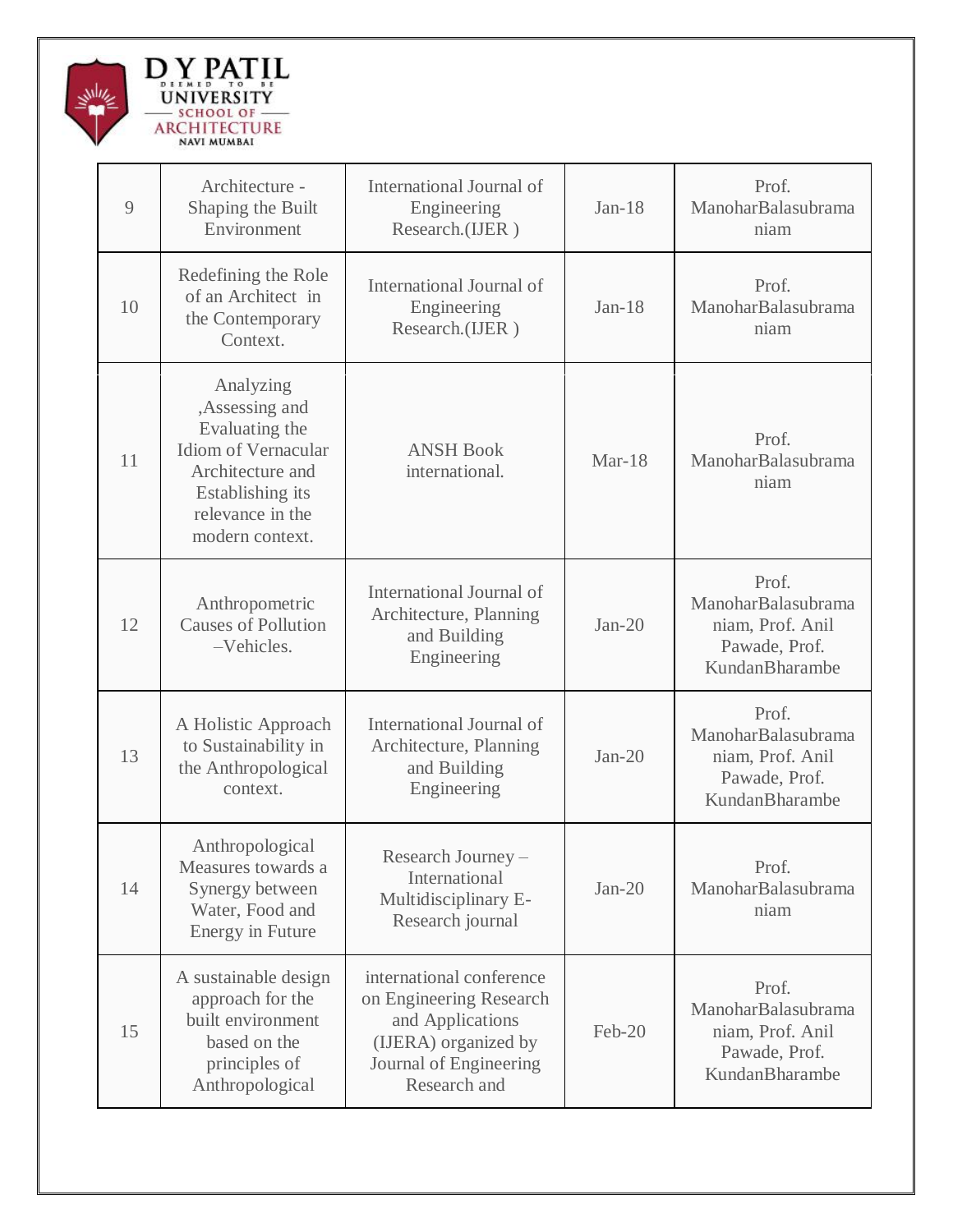| 9 | Architecture - Shaping the Built Environment | International Journal of Engineering Research.(IJER ) | Jan-18 | Prof. ManoharBalasubramaniam |
|---|---|---|---|---|
| 10 | Redefining the Role of an Architect in the Contemporary Context. | International Journal of Engineering Research.(IJER ) | Jan-18 | Prof. ManoharBalasubramaniam |
| 11 | Analyzing ,Assessing and Evaluating the Idiom of Vernacular Architecture and Establishing its relevance in the modern context. | ANSH Book international. | Mar-18 | Prof. ManoharBalasubramaniam |
| 12 | Anthropometric Causes of Pollution –Vehicles. | International Journal of Architecture, Planning and Building Engineering | Jan-20 | Prof. ManoharBalasubramaniam, Prof. Anil Pawade, Prof. KundanBharambe |
| 13 | A Holistic Approach to Sustainability in the Anthropological context. | International Journal of Architecture, Planning and Building Engineering | Jan-20 | Prof. ManoharBalasubramaniam, Prof. Anil Pawade, Prof. KundanBharambe |
| 14 | Anthropological Measures towards a Synergy between Water, Food and Energy in Future | Research Journey – International Multidisciplinary E-Research journal | Jan-20 | Prof. ManoharBalasubramaniam |
| 15 | A sustainable design approach for the built environment based on the principles of Anthropological | international conference on Engineering Research and Applications (IJERA) organized by Journal of Engineering Research and | Feb-20 | Prof. ManoharBalasubramaniam, Prof. Anil Pawade, Prof. KundanBharambe |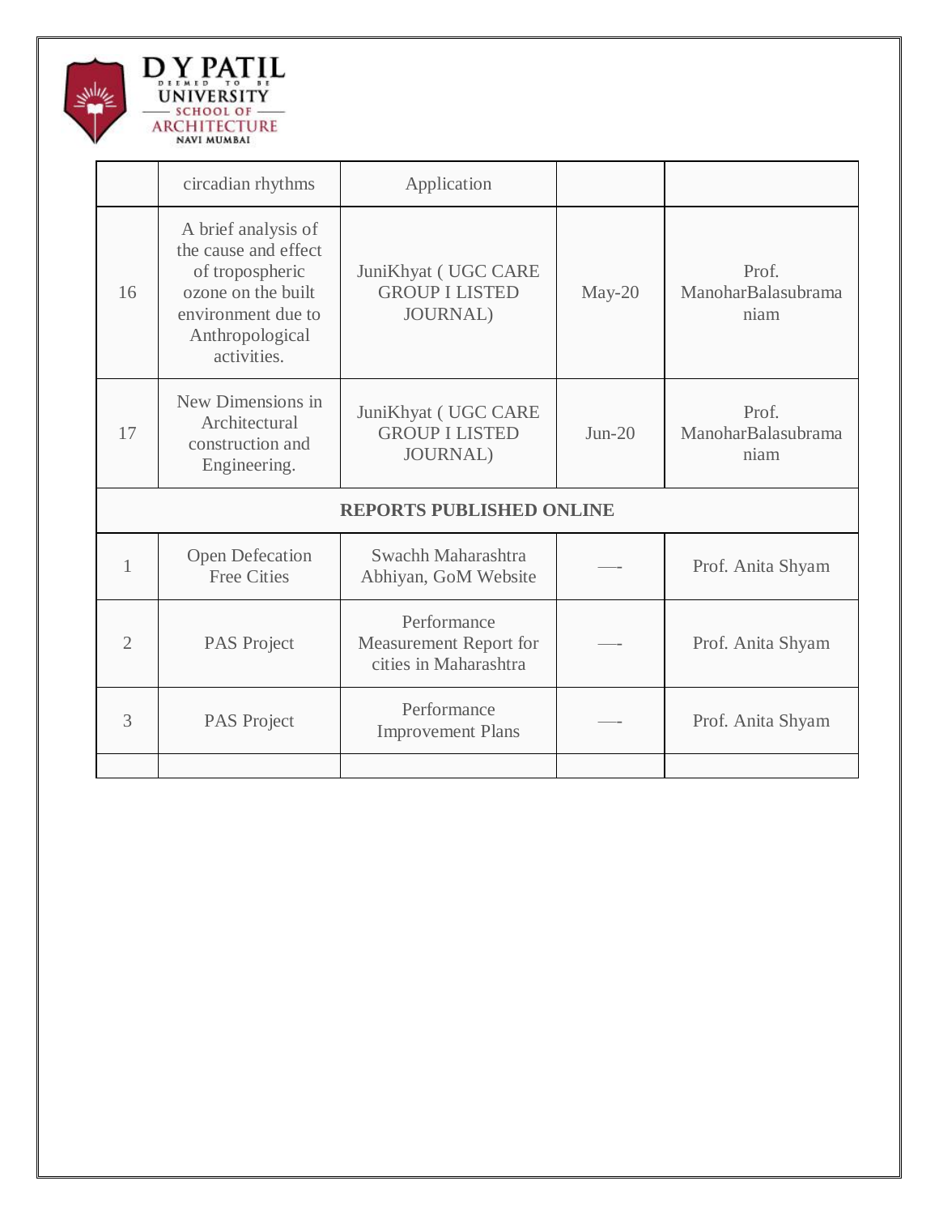| | | | | |
|---|---|---|---|---|
| | circadian rhythms | Application | | |
| 16 | A brief analysis of the cause and effect of tropospheric ozone on the built environment due to Anthropological activities. | JuniKhyat ( UGC CARE GROUP I LISTED JOURNAL) | May-20 | Prof. ManoharBalasubramaniam |
| 17 | New Dimensions in Architectural construction and Engineering. | JuniKhyat ( UGC CARE GROUP I LISTED JOURNAL) | Jun-20 | Prof. ManoharBalasubramaniam |
| **REPORTS PUBLISHED ONLINE** | | | | |
| 1 | Open Defecation Free Cities | Swachh Maharashtra Abhiyan, GoM Website | —- | Prof. Anita Shyam |
| 2 | PAS Project | Performance Measurement Report for cities in Maharashtra | —- | Prof. Anita Shyam |
| 3 | PAS Project | Performance Improvement Plans | —- | Prof. Anita Shyam |
| | | | | |